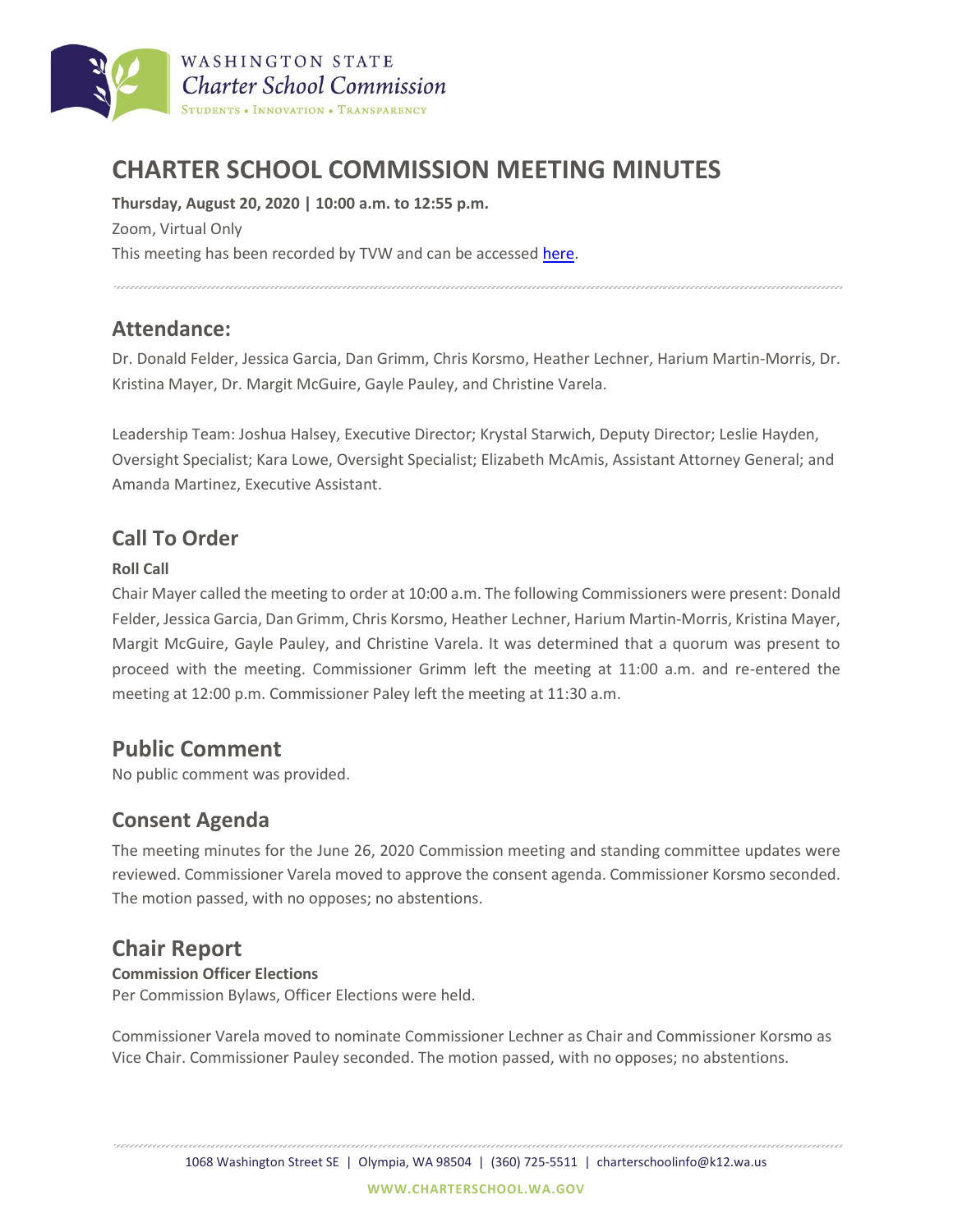# CHARTER SCHOOL COMMISSION MEETING MINUTES

**Thursday, August 20, 2020 | 10:00 a.m. to 12:55 p.m.**

Zoom, Virtual Only

This meeting has been recorded by TVW and can be accessed here.

## Attendance:

Dr. Donald Felder, Jessica Garcia, Dan Grimm, Chris Korsmo, Heather Lechner, Harium Martin-Morris, Dr. Kristina Mayer, Dr. Margit McGuire, Gayle Pauley, and Christine Varela.

Leadership Team: Joshua Halsey, Executive Director; Krystal Starwich, Deputy Director; Leslie Hayden, Oversight Specialist; Kara Lowe, Oversight Specialist; Elizabeth McAmis, Assistant Attorney General; and Amanda Martinez, Executive Assistant.

## Call To Order

**Roll Call**

Chair Mayer called the meeting to order at 10:00 a.m. The following Commissioners were present: Donald Felder, Jessica Garcia, Dan Grimm, Chris Korsmo, Heather Lechner, Harium Martin-Morris, Kristina Mayer, Margit McGuire, Gayle Pauley, and Christine Varela. It was determined that a quorum was present to proceed with the meeting. Commissioner Grimm left the meeting at 11:00 a.m. and re-entered the meeting at 12:00 p.m. Commissioner Paley left the meeting at 11:30 a.m.

## Public Comment

No public comment was provided.

## Consent Agenda

The meeting minutes for the June 26, 2020 Commission meeting and standing committee updates were reviewed. Commissioner Varela moved to approve the consent agenda. Commissioner Korsmo seconded. The motion passed, with no opposes; no abstentions.

## Chair Report

**Commission Officer Elections**

Per Commission Bylaws, Officer Elections were held.

Commissioner Varela moved to nominate Commissioner Lechner as Chair and Commissioner Korsmo as Vice Chair. Commissioner Pauley seconded. The motion passed, with no opposes; no abstentions.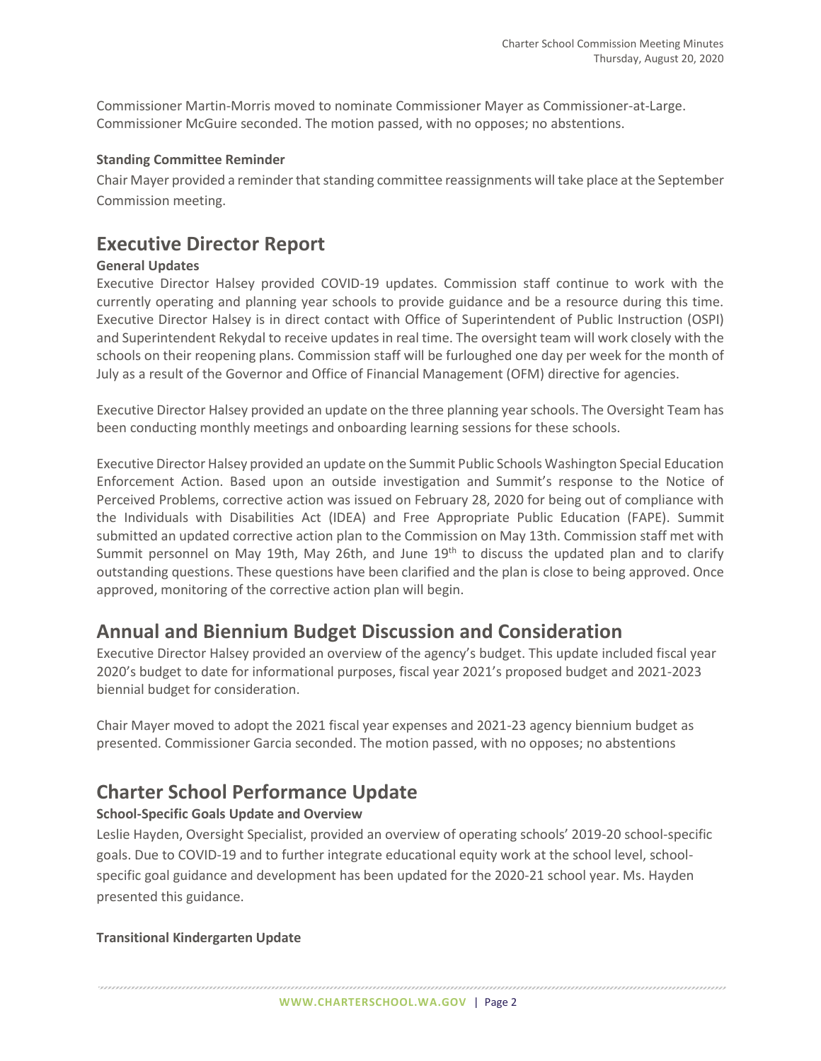Commissioner Martin-Morris moved to nominate Commissioner Mayer as Commissioner-at-Large. Commissioner McGuire seconded. The motion passed, with no opposes; no abstentions.

**Standing Committee Reminder**

Chair Mayer provided a reminder that standing committee reassignments will take place at the September Commission meeting.

# Executive Director Report

**General Updates**

Executive Director Halsey provided COVID-19 updates. Commission staff continue to work with the currently operating and planning year schools to provide guidance and be a resource during this time. Executive Director Halsey is in direct contact with Office of Superintendent of Public Instruction (OSPI) and Superintendent Rekydal to receive updates in real time. The oversight team will work closely with the schools on their reopening plans. Commission staff will be furloughed one day per week for the month of July as a result of the Governor and Office of Financial Management (OFM) directive for agencies.

Executive Director Halsey provided an update on the three planning year schools. The Oversight Team has been conducting monthly meetings and onboarding learning sessions for these schools.

Executive Director Halsey provided an update on the Summit Public Schools Washington Special Education Enforcement Action. Based upon an outside investigation and Summit's response to the Notice of Perceived Problems, corrective action was issued on February 28, 2020 for being out of compliance with the Individuals with Disabilities Act (IDEA) and Free Appropriate Public Education (FAPE). Summit submitted an updated corrective action plan to the Commission on May 13th. Commission staff met with Summit personnel on May 19th, May 26th, and June 19th to discuss the updated plan and to clarify outstanding questions. These questions have been clarified and the plan is close to being approved. Once approved, monitoring of the corrective action plan will begin.

# Annual and Biennium Budget Discussion and Consideration

Executive Director Halsey provided an overview of the agency's budget. This update included fiscal year 2020's budget to date for informational purposes, fiscal year 2021's proposed budget and 2021-2023 biennial budget for consideration.

Chair Mayer moved to adopt the 2021 fiscal year expenses and 2021-23 agency biennium budget as presented. Commissioner Garcia seconded. The motion passed, with no opposes; no abstentions

# Charter School Performance Update

**School-Specific Goals Update and Overview**

Leslie Hayden, Oversight Specialist, provided an overview of operating schools' 2019-20 school-specific goals. Due to COVID-19 and to further integrate educational equity work at the school level, school-specific goal guidance and development has been updated for the 2020-21 school year. Ms. Hayden presented this guidance.

**Transitional Kindergarten Update**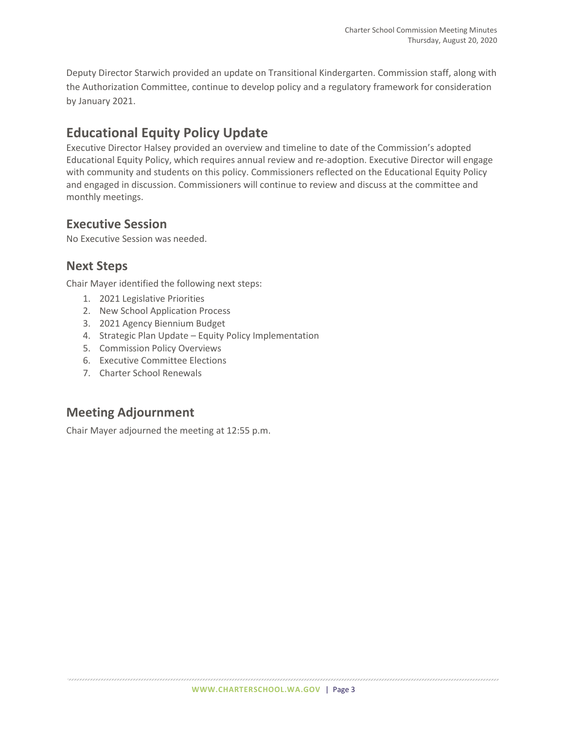Deputy Director Starwich provided an update on Transitional Kindergarten. Commission staff, along with the Authorization Committee, continue to develop policy and a regulatory framework for consideration by January 2021.

## Educational Equity Policy Update

Executive Director Halsey provided an overview and timeline to date of the Commission's adopted Educational Equity Policy, which requires annual review and re-adoption. Executive Director will engage with community and students on this policy. Commissioners reflected on the Educational Equity Policy and engaged in discussion. Commissioners will continue to review and discuss at the committee and monthly meetings.

### Executive Session

No Executive Session was needed.

### Next Steps

Chair Mayer identified the following next steps:

1. 2021 Legislative Priorities
2. New School Application Process
3. 2021 Agency Biennium Budget
4. Strategic Plan Update – Equity Policy Implementation
5. Commission Policy Overviews
6. Executive Committee Elections
7. Charter School Renewals

### Meeting Adjournment

Chair Mayer adjourned the meeting at 12:55 p.m.